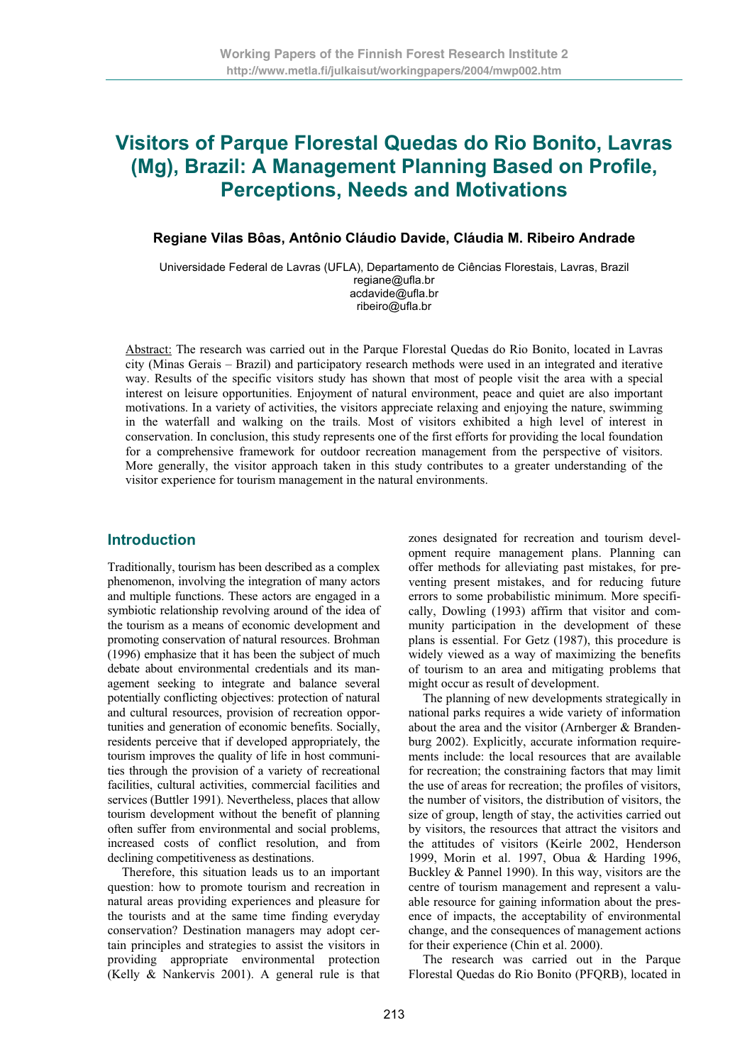# Visitors of Parque Florestal Quedas do Rio Bonito, Lavras (Mg), Brazil: A Management Planning Based on Profile, Perceptions, Needs and Motivations

**Regiane Vilas Bôas, Antônio Cláudio Davide, Cláudia M. Ribeiro Andrade**

Universidade Federal de Lavras (UFLA), Departamento de Ciências Florestais, Lavras, Brazil
regiane@ufla.br
acdavide@ufla.br
ribeiro@ufla.br

Abstract: The research was carried out in the Parque Florestal Quedas do Rio Bonito, located in Lavras city (Minas Gerais – Brazil) and participatory research methods were used in an integrated and iterative way. Results of the specific visitors study has shown that most of people visit the area with a special interest on leisure opportunities. Enjoyment of natural environment, peace and quiet are also important motivations. In a variety of activities, the visitors appreciate relaxing and enjoying the nature, swimming in the waterfall and walking on the trails. Most of visitors exhibited a high level of interest in conservation. In conclusion, this study represents one of the first efforts for providing the local foundation for a comprehensive framework for outdoor recreation management from the perspective of visitors. More generally, the visitor approach taken in this study contributes to a greater understanding of the visitor experience for tourism management in the natural environments.

## Introduction

Traditionally, tourism has been described as a complex phenomenon, involving the integration of many actors and multiple functions. These actors are engaged in a symbiotic relationship revolving around of the idea of the tourism as a means of economic development and promoting conservation of natural resources. Brohman (1996) emphasize that it has been the subject of much debate about environmental credentials and its management seeking to integrate and balance several potentially conflicting objectives: protection of natural and cultural resources, provision of recreation opportunities and generation of economic benefits. Socially, residents perceive that if developed appropriately, the tourism improves the quality of life in host communities through the provision of a variety of recreational facilities, cultural activities, commercial facilities and services (Buttler 1991). Nevertheless, places that allow tourism development without the benefit of planning often suffer from environmental and social problems, increased costs of conflict resolution, and from declining competitiveness as destinations.

Therefore, this situation leads us to an important question: how to promote tourism and recreation in natural areas providing experiences and pleasure for the tourists and at the same time finding everyday conservation? Destination managers may adopt certain principles and strategies to assist the visitors in providing appropriate environmental protection (Kelly & Nankervis 2001). A general rule is that zones designated for recreation and tourism development require management plans. Planning can offer methods for alleviating past mistakes, for preventing present mistakes, and for reducing future errors to some probabilistic minimum. More specifically, Dowling (1993) affirm that visitor and community participation in the development of these plans is essential. For Getz (1987), this procedure is widely viewed as a way of maximizing the benefits of tourism to an area and mitigating problems that might occur as result of development.

The planning of new developments strategically in national parks requires a wide variety of information about the area and the visitor (Arnberger & Brandenburg 2002). Explicitly, accurate information requirements include: the local resources that are available for recreation; the constraining factors that may limit the use of areas for recreation; the profiles of visitors, the number of visitors, the distribution of visitors, the size of group, length of stay, the activities carried out by visitors, the resources that attract the visitors and the attitudes of visitors (Keirle 2002, Henderson 1999, Morin et al. 1997, Obua & Harding 1996, Buckley & Pannel 1990). In this way, visitors are the centre of tourism management and represent a valuable resource for gaining information about the presence of impacts, the acceptability of environmental change, and the consequences of management actions for their experience (Chin et al. 2000).

The research was carried out in the Parque Florestal Quedas do Rio Bonito (PFQRB), located in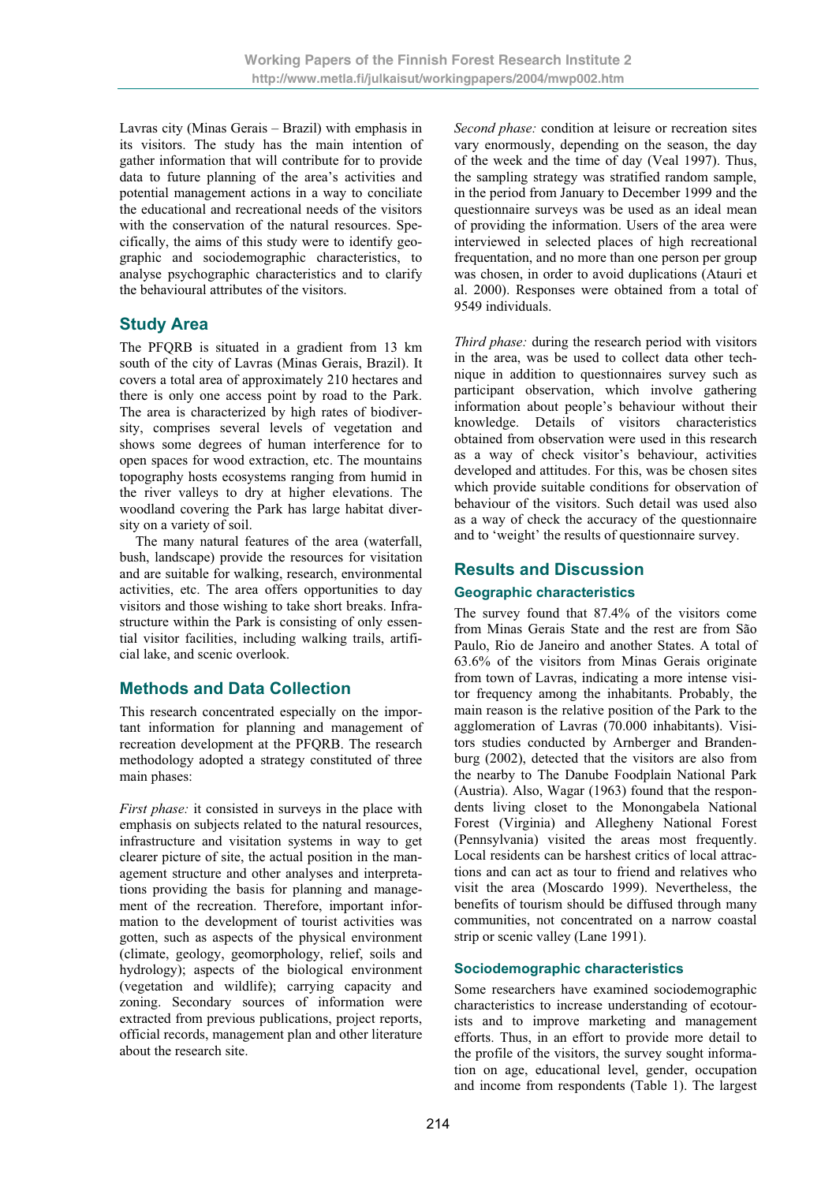Lavras city (Minas Gerais – Brazil) with emphasis in its visitors. The study has the main intention of gather information that will contribute for to provide data to future planning of the area's activities and potential management actions in a way to conciliate the educational and recreational needs of the visitors with the conservation of the natural resources. Specifically, the aims of this study were to identify geographic and sociodemographic characteristics, to analyse psychographic characteristics and to clarify the behavioural attributes of the visitors.

## Study Area

The PFQRB is situated in a gradient from 13 km south of the city of Lavras (Minas Gerais, Brazil). It covers a total area of approximately 210 hectares and there is only one access point by road to the Park. The area is characterized by high rates of biodiversity, comprises several levels of vegetation and shows some degrees of human interference for to open spaces for wood extraction, etc. The mountains topography hosts ecosystems ranging from humid in the river valleys to dry at higher elevations. The woodland covering the Park has large habitat diversity on a variety of soil.

The many natural features of the area (waterfall, bush, landscape) provide the resources for visitation and are suitable for walking, research, environmental activities, etc. The area offers opportunities to day visitors and those wishing to take short breaks. Infrastructure within the Park is consisting of only essential visitor facilities, including walking trails, artificial lake, and scenic overlook.

## Methods and Data Collection

This research concentrated especially on the important information for planning and management of recreation development at the PFQRB. The research methodology adopted a strategy constituted of three main phases:

*First phase:* it consisted in surveys in the place with emphasis on subjects related to the natural resources, infrastructure and visitation systems in way to get clearer picture of site, the actual position in the management structure and other analyses and interpretations providing the basis for planning and management of the recreation. Therefore, important information to the development of tourist activities was gotten, such as aspects of the physical environment (climate, geology, geomorphology, relief, soils and hydrology); aspects of the biological environment (vegetation and wildlife); carrying capacity and zoning. Secondary sources of information were extracted from previous publications, project reports, official records, management plan and other literature about the research site.

*Second phase:* condition at leisure or recreation sites vary enormously, depending on the season, the day of the week and the time of day (Veal 1997). Thus, the sampling strategy was stratified random sample, in the period from January to December 1999 and the questionnaire surveys was be used as an ideal mean of providing the information. Users of the area were interviewed in selected places of high recreational frequentation, and no more than one person per group was chosen, in order to avoid duplications (Atauri et al. 2000). Responses were obtained from a total of 9549 individuals.

*Third phase:* during the research period with visitors in the area, was be used to collect data other technique in addition to questionnaires survey such as participant observation, which involve gathering information about people's behaviour without their knowledge. Details of visitors characteristics obtained from observation were used in this research as a way of check visitor's behaviour, activities developed and attitudes. For this, was be chosen sites which provide suitable conditions for observation of behaviour of the visitors. Such detail was used also as a way of check the accuracy of the questionnaire and to 'weight' the results of questionnaire survey.

## Results and Discussion

### Geographic characteristics

The survey found that 87.4% of the visitors come from Minas Gerais State and the rest are from São Paulo, Rio de Janeiro and another States. A total of 63.6% of the visitors from Minas Gerais originate from town of Lavras, indicating a more intense visitor frequency among the inhabitants. Probably, the main reason is the relative position of the Park to the agglomeration of Lavras (70.000 inhabitants). Visitors studies conducted by Arnberger and Brandenburg (2002), detected that the visitors are also from the nearby to The Danube Foodplain National Park (Austria). Also, Wagar (1963) found that the respondents living closet to the Monongabela National Forest (Virginia) and Allegheny National Forest (Pennsylvania) visited the areas most frequently. Local residents can be harshest critics of local attractions and can act as tour to friend and relatives who visit the area (Moscardo 1999). Nevertheless, the benefits of tourism should be diffused through many communities, not concentrated on a narrow coastal strip or scenic valley (Lane 1991).

### Sociodemographic characteristics

Some researchers have examined sociodemographic characteristics to increase understanding of ecotourists and to improve marketing and management efforts. Thus, in an effort to provide more detail to the profile of the visitors, the survey sought information on age, educational level, gender, occupation and income from respondents (Table 1). The largest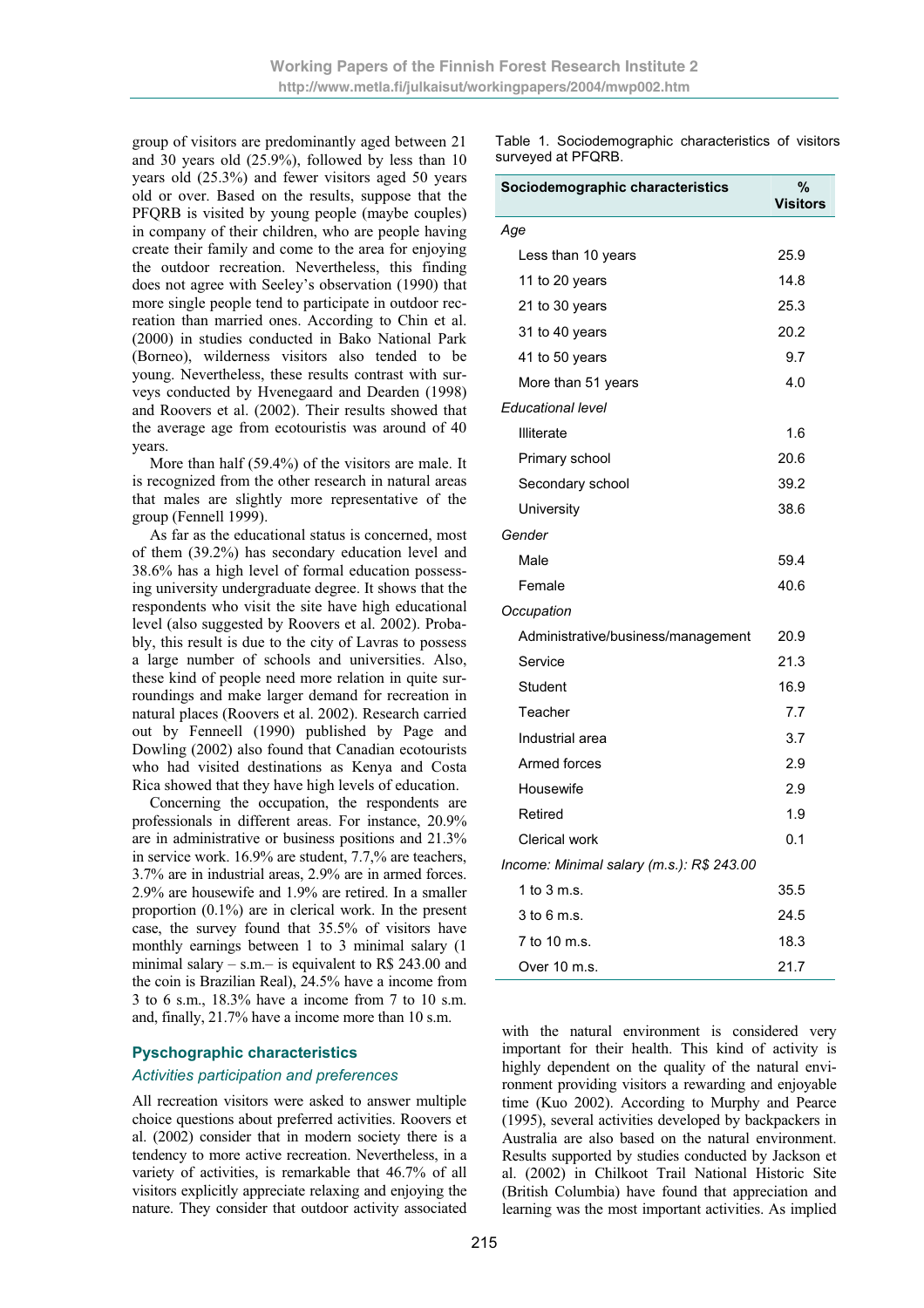group of visitors are predominantly aged between 21 and 30 years old (25.9%), followed by less than 10 years old (25.3%) and fewer visitors aged 50 years old or over. Based on the results, suppose that the PFQRB is visited by young people (maybe couples) in company of their children, who are people having create their family and come to the area for enjoying the outdoor recreation. Nevertheless, this finding does not agree with Seeley's observation (1990) that more single people tend to participate in outdoor recreation than married ones. According to Chin et al. (2000) in studies conducted in Bako National Park (Borneo), wilderness visitors also tended to be young. Nevertheless, these results contrast with surveys conducted by Hvenegaard and Dearden (1998) and Roovers et al. (2002). Their results showed that the average age from ecotouristis was around of 40 years.

More than half (59.4%) of the visitors are male. It is recognized from the other research in natural areas that males are slightly more representative of the group (Fennell 1999).

As far as the educational status is concerned, most of them (39.2%) has secondary education level and 38.6% has a high level of formal education possessing university undergraduate degree. It shows that the respondents who visit the site have high educational level (also suggested by Roovers et al. 2002). Probably, this result is due to the city of Lavras to possess a large number of schools and universities. Also, these kind of people need more relation in quite surroundings and make larger demand for recreation in natural places (Roovers et al. 2002). Research carried out by Fenneell (1990) published by Page and Dowling (2002) also found that Canadian ecotourists who had visited destinations as Kenya and Costa Rica showed that they have high levels of education.

Concerning the occupation, the respondents are professionals in different areas. For instance, 20.9% are in administrative or business positions and 21.3% in service work. 16.9% are student, 7.7,% are teachers, 3.7% are in industrial areas, 2.9% are in armed forces. 2.9% are housewife and 1.9% are retired. In a smaller proportion (0.1%) are in clerical work. In the present case, the survey found that 35.5% of visitors have monthly earnings between 1 to 3 minimal salary (1 minimal salary – s.m.– is equivalent to R$ 243.00 and the coin is Brazilian Real), 24.5% have a income from 3 to 6 s.m., 18.3% have a income from 7 to 10 s.m. and, finally, 21.7% have a income more than 10 s.m.

Table 1. Sociodemographic characteristics of visitors surveyed at PFQRB.

| Sociodemographic characteristics | % Visitors |
|---|---|
| *Age* | |
| Less than 10 years | 25.9 |
| 11 to 20 years | 14.8 |
| 21 to 30 years | 25.3 |
| 31 to 40 years | 20.2 |
| 41 to 50 years | 9.7 |
| More than 51 years | 4.0 |
| *Educational level* | |
| Illiterate | 1.6 |
| Primary school | 20.6 |
| Secondary school | 39.2 |
| University | 38.6 |
| *Gender* | |
| Male | 59.4 |
| Female | 40.6 |
| *Occupation* | |
| Administrative/business/management | 20.9 |
| Service | 21.3 |
| Student | 16.9 |
| Teacher | 7.7 |
| Industrial area | 3.7 |
| Armed forces | 2.9 |
| Housewife | 2.9 |
| Retired | 1.9 |
| Clerical work | 0.1 |
| *Income: Minimal salary (m.s.): R$ 243.00* | |
| 1 to 3 m.s. | 35.5 |
| 3 to 6 m.s. | 24.5 |
| 7 to 10 m.s. | 18.3 |
| Over 10 m.s. | 21.7 |

## Pyschographic characteristics

### *Activities participation and preferences*

All recreation visitors were asked to answer multiple choice questions about preferred activities. Roovers et al. (2002) consider that in modern society there is a tendency to more active recreation. Nevertheless, in a variety of activities, is remarkable that 46.7% of all visitors explicitly appreciate relaxing and enjoying the nature. They consider that outdoor activity associated with the natural environment is considered very important for their health. This kind of activity is highly dependent on the quality of the natural environment providing visitors a rewarding and enjoyable time (Kuo 2002). According to Murphy and Pearce (1995), several activities developed by backpackers in Australia are also based on the natural environment. Results supported by studies conducted by Jackson et al. (2002) in Chilkoot Trail National Historic Site (British Columbia) have found that appreciation and learning was the most important activities. As implied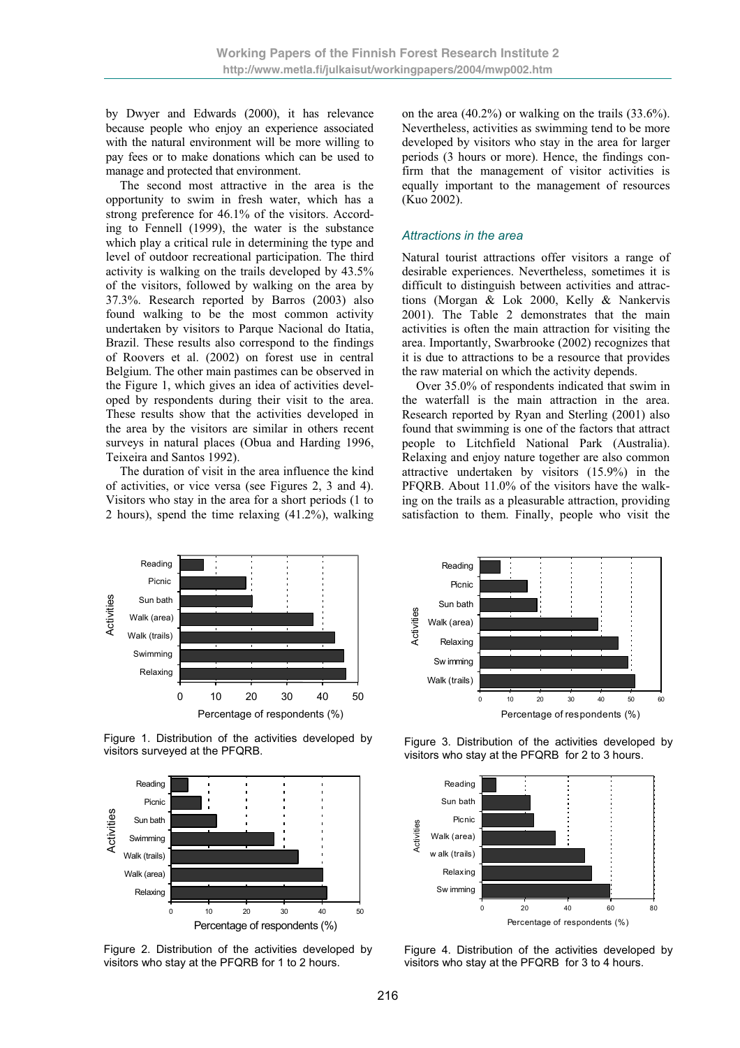by Dwyer and Edwards (2000), it has relevance because people who enjoy an experience associated with the natural environment will be more willing to pay fees or to make donations which can be used to manage and protected that environment.

The second most attractive in the area is the opportunity to swim in fresh water, which has a strong preference for 46.1% of the visitors. According to Fennell (1999), the water is the substance which play a critical rule in determining the type and level of outdoor recreational participation. The third activity is walking on the trails developed by 43.5% of the visitors, followed by walking on the area by 37.3%. Research reported by Barros (2003) also found walking to be the most common activity undertaken by visitors to Parque Nacional do Itatia, Brazil. These results also correspond to the findings of Roovers et al. (2002) on forest use in central Belgium. The other main pastimes can be observed in the Figure 1, which gives an idea of activities developed by respondents during their visit to the area. These results show that the activities developed in the area by the visitors are similar in others recent surveys in natural places (Obua and Harding 1996, Teixeira and Santos 1992).

The duration of visit in the area influence the kind of activities, or vice versa (see Figures 2, 3 and 4). Visitors who stay in the area for a short periods (1 to 2 hours), spend the time relaxing (41.2%), walking on the area (40.2%) or walking on the trails (33.6%). Nevertheless, activities as swimming tend to be more developed by visitors who stay in the area for larger periods (3 hours or more). Hence, the findings confirm that the management of visitor activities is equally important to the management of resources (Kuo 2002).

### *Attractions in the area*

Natural tourist attractions offer visitors a range of desirable experiences. Nevertheless, sometimes it is difficult to distinguish between activities and attractions (Morgan & Lok 2000, Kelly & Nankervis 2001). The Table 2 demonstrates that the main activities is often the main attraction for visiting the area. Importantly, Swarbrooke (2002) recognizes that it is due to attractions to be a resource that provides the raw material on which the activity depends.

Over 35.0% of respondents indicated that swim in the waterfall is the main attraction in the area. Research reported by Ryan and Sterling (2001) also found that swimming is one of the factors that attract people to Litchfield National Park (Australia). Relaxing and enjoy nature together are also common attractive undertaken by visitors (15.9%) in the PFQRB. About 11.0% of the visitors have the walking on the trails as a pleasurable attraction, providing satisfaction to them. Finally, people who visit the

Figure 1. Distribution of the activities developed by visitors surveyed at the PFQRB.

Figure 2. Distribution of the activities developed by visitors who stay at the PFQRB for 1 to 2 hours.

Figure 3. Distribution of the activities developed by visitors who stay at the PFQRB for 2 to 3 hours.

Figure 4. Distribution of the activities developed by visitors who stay at the PFQRB for 3 to 4 hours.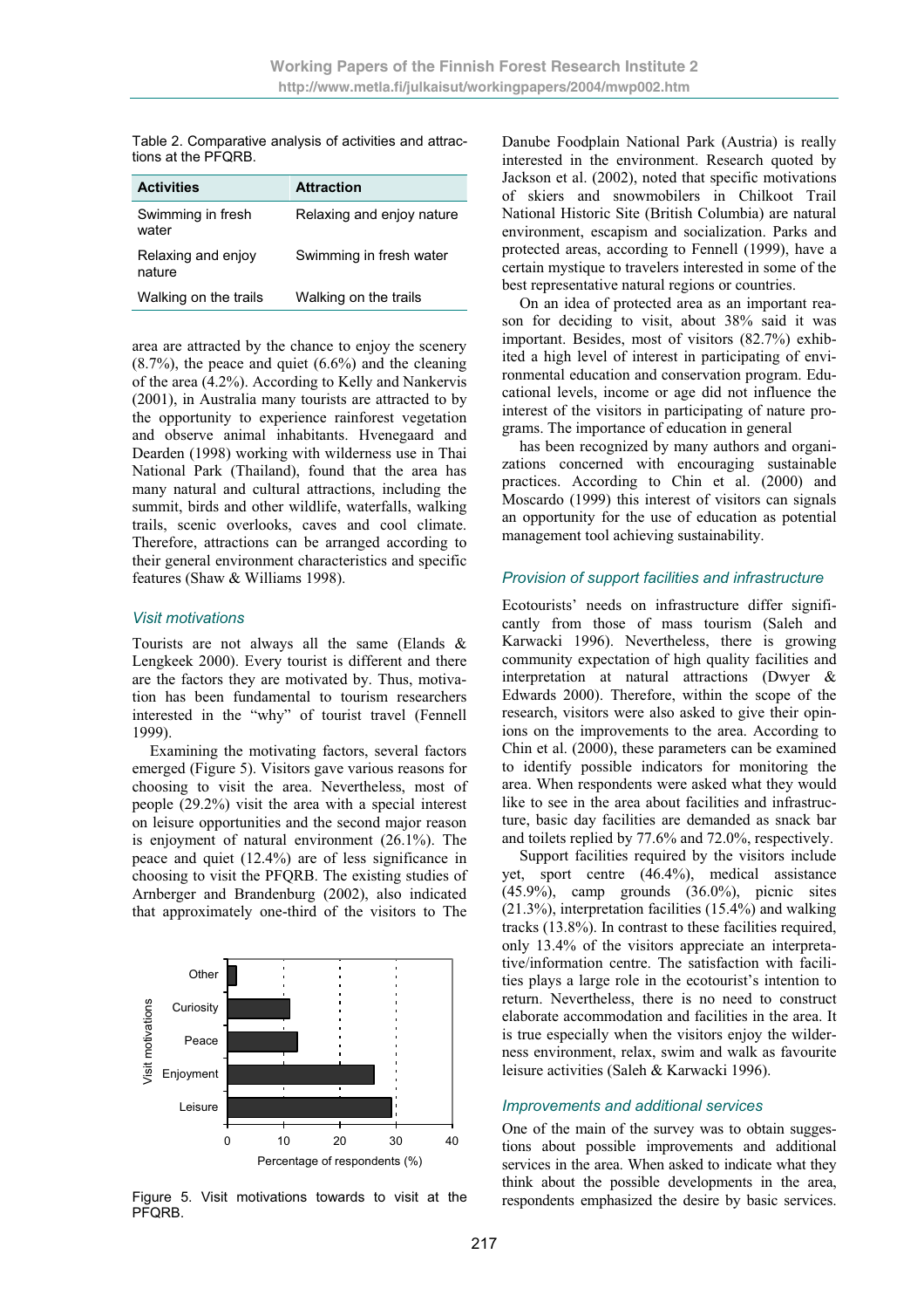Table 2. Comparative analysis of activities and attractions at the PFQRB.

| Activities | Attraction |
|---|---|
| Swimming in fresh water | Relaxing and enjoy nature |
| Relaxing and enjoy nature | Swimming in fresh water |
| Walking on the trails | Walking on the trails |

area are attracted by the chance to enjoy the scenery (8.7%), the peace and quiet (6.6%) and the cleaning of the area (4.2%). According to Kelly and Nankervis (2001), in Australia many tourists are attracted to by the opportunity to experience rainforest vegetation and observe animal inhabitants. Hvenegaard and Dearden (1998) working with wilderness use in Thai National Park (Thailand), found that the area has many natural and cultural attractions, including the summit, birds and other wildlife, waterfalls, walking trails, scenic overlooks, caves and cool climate. Therefore, attractions can be arranged according to their general environment characteristics and specific features (Shaw & Williams 1998).

### *Visit motivations*

Tourists are not always all the same (Elands & Lengkeek 2000). Every tourist is different and there are the factors they are motivated by. Thus, motivation has been fundamental to tourism researchers interested in the "why" of tourist travel (Fennell 1999).

Examining the motivating factors, several factors emerged (Figure 5). Visitors gave various reasons for choosing to visit the area. Nevertheless, most of people (29.2%) visit the area with a special interest on leisure opportunities and the second major reason is enjoyment of natural environment (26.1%). The peace and quiet (12.4%) are of less significance in choosing to visit the PFQRB. The existing studies of Arnberger and Brandenburg (2002), also indicated that approximately one-third of the visitors to The

Figure 5. Visit motivations towards to visit at the PFQRB.

Danube Foodplain National Park (Austria) is really interested in the environment. Research quoted by Jackson et al. (2002), noted that specific motivations of skiers and snowmobilers in Chilkoot Trail National Historic Site (British Columbia) are natural environment, escapism and socialization. Parks and protected areas, according to Fennell (1999), have a certain mystique to travelers interested in some of the best representative natural regions or countries.

On an idea of protected area as an important reason for deciding to visit, about 38% said it was important. Besides, most of visitors (82.7%) exhibited a high level of interest in participating of environmental education and conservation program. Educational levels, income or age did not influence the interest of the visitors in participating of nature programs. The importance of education in general

has been recognized by many authors and organizations concerned with encouraging sustainable practices. According to Chin et al. (2000) and Moscardo (1999) this interest of visitors can signals an opportunity for the use of education as potential management tool achieving sustainability.

### *Provision of support facilities and infrastructure*

Ecotourists' needs on infrastructure differ significantly from those of mass tourism (Saleh and Karwacki 1996). Nevertheless, there is growing community expectation of high quality facilities and interpretation at natural attractions (Dwyer & Edwards 2000). Therefore, within the scope of the research, visitors were also asked to give their opinions on the improvements to the area. According to Chin et al. (2000), these parameters can be examined to identify possible indicators for monitoring the area. When respondents were asked what they would like to see in the area about facilities and infrastructure, basic day facilities are demanded as snack bar and toilets replied by 77.6% and 72.0%, respectively.

Support facilities required by the visitors include yet, sport centre (46.4%), medical assistance (45.9%), camp grounds (36.0%), picnic sites (21.3%), interpretation facilities (15.4%) and walking tracks (13.8%). In contrast to these facilities required, only 13.4% of the visitors appreciate an interpretative/information centre. The satisfaction with facilities plays a large role in the ecotourist's intention to return. Nevertheless, there is no need to construct elaborate accommodation and facilities in the area. It is true especially when the visitors enjoy the wilderness environment, relax, swim and walk as favourite leisure activities (Saleh & Karwacki 1996).

### *Improvements and additional services*

One of the main of the survey was to obtain suggestions about possible improvements and additional services in the area. When asked to indicate what they think about the possible developments in the area, respondents emphasized the desire by basic services.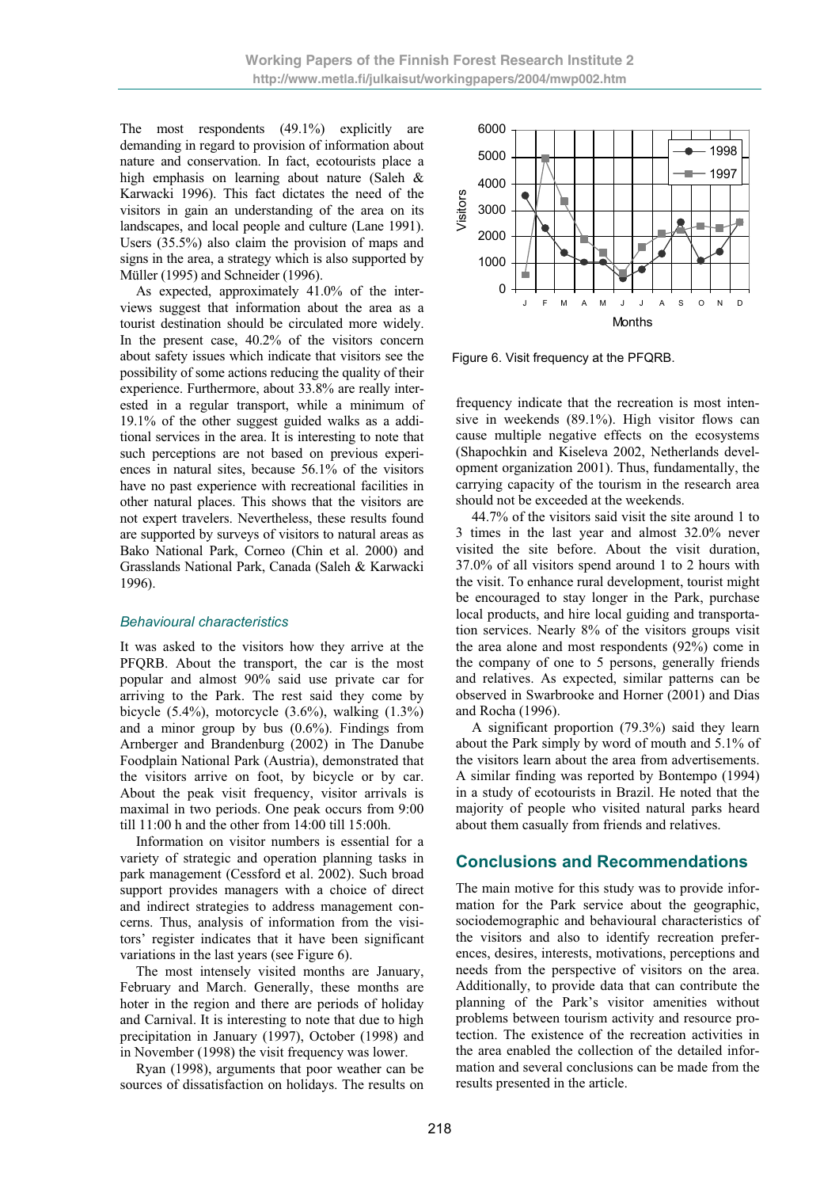The most respondents (49.1%) explicitly are demanding in regard to provision of information about nature and conservation. In fact, ecotourists place a high emphasis on learning about nature (Saleh & Karwacki 1996). This fact dictates the need of the visitors in gain an understanding of the area on its landscapes, and local people and culture (Lane 1991). Users (35.5%) also claim the provision of maps and signs in the area, a strategy which is also supported by Müller (1995) and Schneider (1996).

As expected, approximately 41.0% of the interviews suggest that information about the area as a tourist destination should be circulated more widely. In the present case, 40.2% of the visitors concern about safety issues which indicate that visitors see the possibility of some actions reducing the quality of their experience. Furthermore, about 33.8% are really interested in a regular transport, while a minimum of 19.1% of the other suggest guided walks as a additional services in the area. It is interesting to note that such perceptions are not based on previous experiences in natural sites, because 56.1% of the visitors have no past experience with recreational facilities in other natural places. This shows that the visitors are not expert travelers. Nevertheless, these results found are supported by surveys of visitors to natural areas as Bako National Park, Corneo (Chin et al. 2000) and Grasslands National Park, Canada (Saleh & Karwacki 1996).

### *Behavioural characteristics*

It was asked to the visitors how they arrive at the PFQRB. About the transport, the car is the most popular and almost 90% said use private car for arriving to the Park. The rest said they come by bicycle (5.4%), motorcycle (3.6%), walking (1.3%) and a minor group by bus (0.6%). Findings from Arnberger and Brandenburg (2002) in The Danube Foodplain National Park (Austria), demonstrated that the visitors arrive on foot, by bicycle or by car. About the peak visit frequency, visitor arrivals is maximal in two periods. One peak occurs from 9:00 till 11:00 h and the other from 14:00 till 15:00h.

Information on visitor numbers is essential for a variety of strategic and operation planning tasks in park management (Cessford et al. 2002). Such broad support provides managers with a choice of direct and indirect strategies to address management concerns. Thus, analysis of information from the visitors' register indicates that it have been significant variations in the last years (see Figure 6).

The most intensely visited months are January, February and March. Generally, these months are hoter in the region and there are periods of holiday and Carnival. It is interesting to note that due to high precipitation in January (1997), October (1998) and in November (1998) the visit frequency was lower.

Ryan (1998), arguments that poor weather can be sources of dissatisfaction on holidays. The results on frequency indicate that the recreation is most intensive in weekends (89.1%). High visitor flows can cause multiple negative effects on the ecosystems (Shapochkin and Kiseleva 2002, Netherlands development organization 2001). Thus, fundamentally, the carrying capacity of the tourism in the research area should not be exceeded at the weekends.

Figure 6. Visit frequency at the PFQRB.

44.7% of the visitors said visit the site around 1 to 3 times in the last year and almost 32.0% never visited the site before. About the visit duration, 37.0% of all visitors spend around 1 to 2 hours with the visit. To enhance rural development, tourist might be encouraged to stay longer in the Park, purchase local products, and hire local guiding and transportation services. Nearly 8% of the visitors groups visit the area alone and most respondents (92%) come in the company of one to 5 persons, generally friends and relatives. As expected, similar patterns can be observed in Swarbrooke and Horner (2001) and Dias and Rocha (1996).

A significant proportion (79.3%) said they learn about the Park simply by word of mouth and 5.1% of the visitors learn about the area from advertisements. A similar finding was reported by Bontempo (1994) in a study of ecotourists in Brazil. He noted that the majority of people who visited natural parks heard about them casually from friends and relatives.

## Conclusions and Recommendations

The main motive for this study was to provide information for the Park service about the geographic, sociodemographic and behavioural characteristics of the visitors and also to identify recreation preferences, desires, interests, motivations, perceptions and needs from the perspective of visitors on the area. Additionally, to provide data that can contribute the planning of the Park's visitor amenities without problems between tourism activity and resource protection. The existence of the recreation activities in the area enabled the collection of the detailed information and several conclusions can be made from the results presented in the article.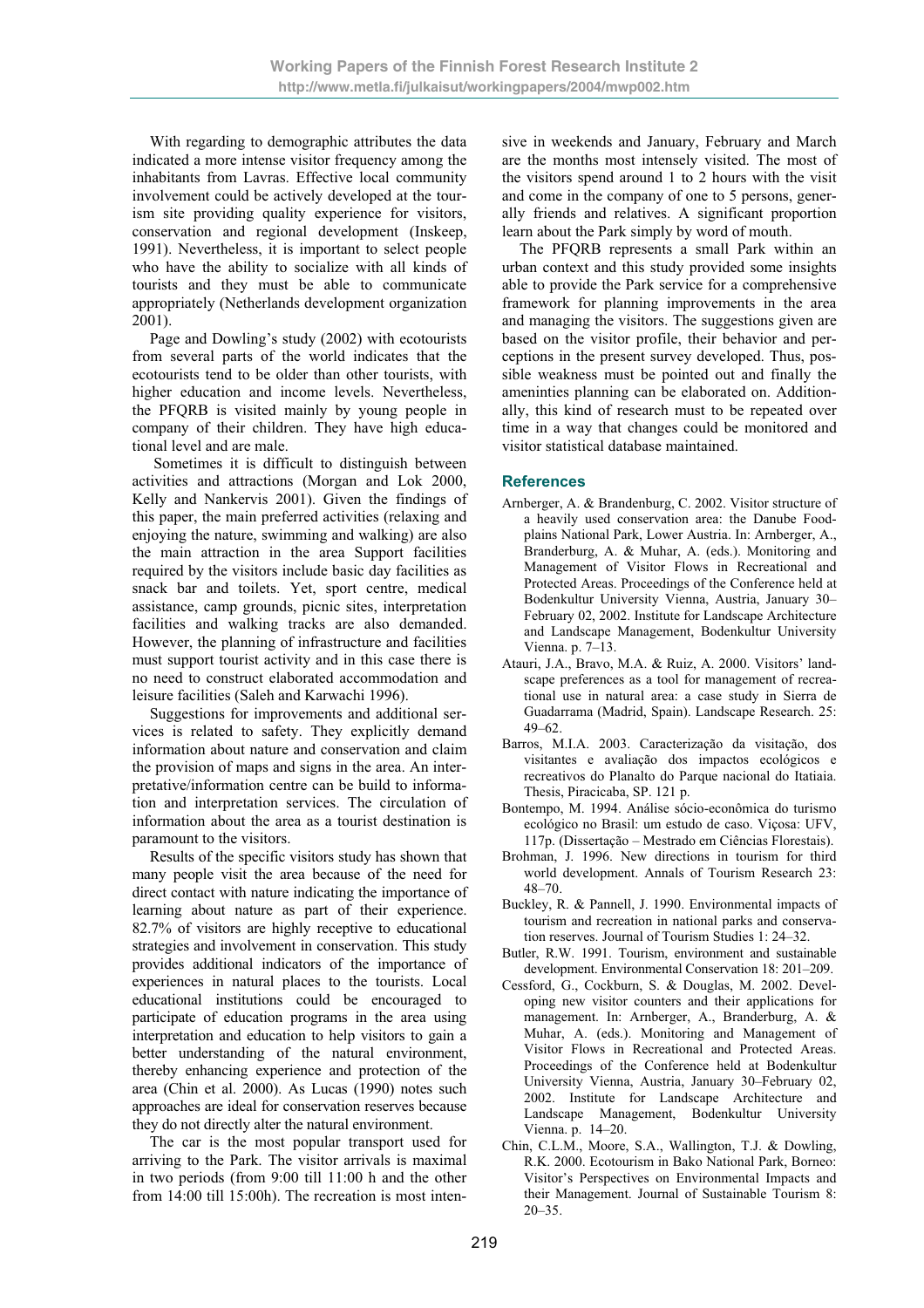With regarding to demographic attributes the data indicated a more intense visitor frequency among the inhabitants from Lavras. Effective local community involvement could be actively developed at the tourism site providing quality experience for visitors, conservation and regional development (Inskeep, 1991). Nevertheless, it is important to select people who have the ability to socialize with all kinds of tourists and they must be able to communicate appropriately (Netherlands development organization 2001).

Page and Dowling's study (2002) with ecotourists from several parts of the world indicates that the ecotourists tend to be older than other tourists, with higher education and income levels. Nevertheless, the PFQRB is visited mainly by young people in company of their children. They have high educational level and are male.

Sometimes it is difficult to distinguish between activities and attractions (Morgan and Lok 2000, Kelly and Nankervis 2001). Given the findings of this paper, the main preferred activities (relaxing and enjoying the nature, swimming and walking) are also the main attraction in the area Support facilities required by the visitors include basic day facilities as snack bar and toilets. Yet, sport centre, medical assistance, camp grounds, picnic sites, interpretation facilities and walking tracks are also demanded. However, the planning of infrastructure and facilities must support tourist activity and in this case there is no need to construct elaborated accommodation and leisure facilities (Saleh and Karwachi 1996).

Suggestions for improvements and additional services is related to safety. They explicitly demand information about nature and conservation and claim the provision of maps and signs in the area. An interpretative/information centre can be build to information and interpretation services. The circulation of information about the area as a tourist destination is paramount to the visitors.

Results of the specific visitors study has shown that many people visit the area because of the need for direct contact with nature indicating the importance of learning about nature as part of their experience. 82.7% of visitors are highly receptive to educational strategies and involvement in conservation. This study provides additional indicators of the importance of experiences in natural places to the tourists. Local educational institutions could be encouraged to participate of education programs in the area using interpretation and education to help visitors to gain a better understanding of the natural environment, thereby enhancing experience and protection of the area (Chin et al. 2000). As Lucas (1990) notes such approaches are ideal for conservation reserves because they do not directly alter the natural environment.

The car is the most popular transport used for arriving to the Park. The visitor arrivals is maximal in two periods (from 9:00 till 11:00 h and the other from 14:00 till 15:00h). The recreation is most intensive in weekends and January, February and March are the months most intensely visited. The most of the visitors spend around 1 to 2 hours with the visit and come in the company of one to 5 persons, generally friends and relatives. A significant proportion learn about the Park simply by word of mouth.

The PFQRB represents a small Park within an urban context and this study provided some insights able to provide the Park service for a comprehensive framework for planning improvements in the area and managing the visitors. The suggestions given are based on the visitor profile, their behavior and perceptions in the present survey developed. Thus, possible weakness must be pointed out and finally the amenities planning can be elaborated on. Additionally, this kind of research must to be repeated over time in a way that changes could be monitored and visitor statistical database maintained.

## References

- Arnberger, A. & Brandenburg, C. 2002. Visitor structure of a heavily used conservation area: the Danube Foodplains National Park, Lower Austria. In: Arnberger, A., Branderburg, A. & Muhar, A. (eds.). Monitoring and Management of Visitor Flows in Recreational and Protected Areas. Proceedings of the Conference held at Bodenkultur University Vienna, Austria, January 30–February 02, 2002. Institute for Landscape Architecture and Landscape Management, Bodenkultur University Vienna. p. 7–13.
- Atauri, J.A., Bravo, M.A. & Ruiz, A. 2000. Visitors' landscape preferences as a tool for management of recreational use in natural area: a case study in Sierra de Guadarrama (Madrid, Spain). Landscape Research. 25: 49–62.
- Barros, M.I.A. 2003. Caracterização da visitação, dos visitantes e avaliação dos impactos ecológicos e recreativos do Planalto do Parque nacional do Itatiaia. Thesis, Piracicaba, SP. 121 p.
- Bontempo, M. 1994. Análise sócio-econômica do turismo ecológico no Brasil: um estudo de caso. Viçosa: UFV, 117p. (Dissertação – Mestrado em Ciências Florestais).
- Brohman, J. 1996. New directions in tourism for third world development. Annals of Tourism Research 23: 48–70.
- Buckley, R. & Pannell, J. 1990. Environmental impacts of tourism and recreation in national parks and conservation reserves. Journal of Tourism Studies 1: 24–32.
- Butler, R.W. 1991. Tourism, environment and sustainable development. Environmental Conservation 18: 201–209.
- Cessford, G., Cockburn, S. & Douglas, M. 2002. Developing new visitor counters and their applications for management. In: Arnberger, A., Branderburg, A. & Muhar, A. (eds.). Monitoring and Management of Visitor Flows in Recreational and Protected Areas. Proceedings of the Conference held at Bodenkultur University Vienna, Austria, January 30–February 02, 2002. Institute for Landscape Architecture and Landscape Management, Bodenkultur University Vienna. p. 14–20.
- Chin, C.L.M., Moore, S.A., Wallington, T.J. & Dowling, R.K. 2000. Ecotourism in Bako National Park, Borneo: Visitor's Perspectives on Environmental Impacts and their Management. Journal of Sustainable Tourism 8: 20–35.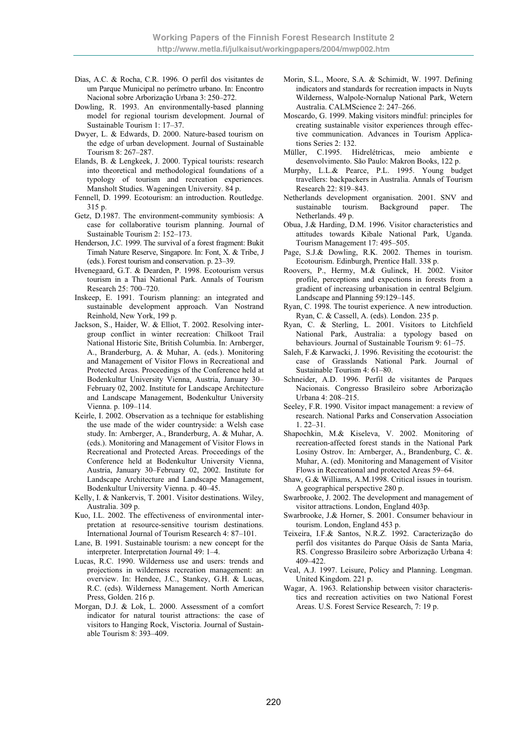Dias, A.C. & Rocha, C.R. 1996. O perfil dos visitantes de um Parque Municipal no perímetro urbano. In: Encontro Nacional sobre Arborização Urbana 3: 250–272.

Dowling, R. 1993. An environmentally-based planning model for regional tourism development. Journal of Sustainable Tourism 1: 17–37.

Dwyer, L. & Edwards, D. 2000. Nature-based tourism on the edge of urban development. Journal of Sustainable Tourism 8: 267–287.

Elands, B. & Lengkeek, J. 2000. Typical tourists: research into theoretical and methodological foundations of a typology of tourism and recreation experiences. Mansholt Studies. Wageningen University. 84 p.

Fennell, D. 1999. Ecotourism: an introduction. Routledge. 315 p.

Getz, D.1987. The environment-community symbiosis: A case for collaborative tourism planning. Journal of Sustainable Tourism 2: 152–173.

Henderson, J.C. 1999. The survival of a forest fragment: Bukit Timah Nature Reserve, Singapore. In: Font, X. & Tribe, J (eds.). Forest tourism and conservation. p. 23–39.

Hvenegaard, G.T. & Dearden, P. 1998. Ecotourism versus tourism in a Thai National Park. Annals of Tourism Research 25: 700–720.

Inskeep, E. 1991. Tourism planning: an integrated and sustainable development approach. Van Nostrand Reinhold, New York, 199 p.

Jackson, S., Haider, W. & Elliot, T. 2002. Resolving intergroup conflict in winter recreation: Chilkoot Trail National Historic Site, British Columbia. In: Arnberger, A., Branderburg, A. & Muhar, A. (eds.). Monitoring and Management of Visitor Flows in Recreational and Protected Areas. Proceedings of the Conference held at Bodenkultur University Vienna, Austria, January 30–February 02, 2002. Institute for Landscape Architecture and Landscape Management, Bodenkultur University Vienna. p. 109–114.

Keirle, I. 2002. Observation as a technique for establishing the use made of the wider countryside: a Welsh case study. In: Arnberger, A., Branderburg, A. & Muhar, A. (eds.). Monitoring and Management of Visitor Flows in Recreational and Protected Areas. Proceedings of the Conference held at Bodenkultur University Vienna, Austria, January 30–February 02, 2002. Institute for Landscape Architecture and Landscape Management, Bodenkultur University Vienna. p. 40–45.

Kelly, I. & Nankervis, T. 2001. Visitor destinations. Wiley, Australia. 309 p.

Kuo, I.L. 2002. The effectiveness of environmental interpretation at resource-sensitive tourism destinations. International Journal of Tourism Research 4: 87–101.

Lane, B. 1991. Sustainable tourism: a new concept for the interpreter. Interpretation Journal 49: 1–4.

Lucas, R.C. 1990. Wilderness use and users: trends and projections in wilderness recreation management: an overview. In: Hendee, J.C., Stankey, G.H. & Lucas, R.C. (eds). Wilderness Management. North American Press, Golden. 216 p.

Morgan, D.J. & Lok, L. 2000. Assessment of a comfort indicator for natural tourist attractions: the case of visitors to Hanging Rock, Visctoria. Journal of Sustainable Tourism 8: 393–409.

Morin, S.L., Moore, S.A. & Schimidt, W. 1997. Defining indicators and standards for recreation impacts in Nuyts Wilderness, Walpole-Nornalup National Park, Wetern Australia. CALMScience 2: 247–266.

Moscardo, G. 1999. Making visitors mindful: principles for creating sustainable visitor experiences through effective communication. Advances in Tourism Applications Series 2: 132.

Müller, C.1995. Hidrelétricas, meio ambiente e desenvolvimento. São Paulo: Makron Books, 122 p.

Murphy, L.L.& Pearce, P.L. 1995. Young budget travellers: backpackers in Australia. Annals of Tourism Research 22: 819–843.

Netherlands development organisation. 2001. SNV and sustainable tourism. Background paper. The Netherlands. 49 p.

Obua, J.& Harding, D.M. 1996. Visitor characteristics and attitudes towards Kibale National Park, Uganda. Tourism Management 17: 495–505.

Page, S.J.& Dowling, R.K. 2002. Themes in tourism. Ecotourism. Edinburgh, Prentice Hall. 338 p.

Roovers, P., Hermy, M.& Gulinck, H. 2002. Visitor profile, perceptions and expections in forests from a gradient of increasing urbanisation in central Belgium. Landscape and Planning 59:129–145.

Ryan, C. 1998. The tourist experience. A new introduction. Ryan, C. & Cassell, A. (eds). London. 235 p.

Ryan, C. & Sterling, L. 2001. Visitors to Litchfield National Park, Australia: a typology based on behaviours. Journal of Sustainable Tourism 9: 61–75.

Saleh, F.& Karwacki, J. 1996. Revisiting the ecotourist: the case of Grasslands National Park. Journal of Sustainable Tourism 4: 61–80.

Schneider, A.D. 1996. Perfil de visitantes de Parques Nacionais. Congresso Brasileiro sobre Arborização Urbana 4: 208–215.

Seeley, F.R. 1990. Visitor impact management: a review of research. National Parks and Conservation Association 1. 22–31.

Shapochkin, M.& Kiseleva, V. 2002. Monitoring of recreation-affected forest stands in the National Park Losiny Ostrov. In: Arnberger, A., Brandenburg, C. &. Muhar, A. (ed). Monitoring and Management of Visitor Flows in Recreational and protected Areas 59–64.

Shaw, G.& Williams, A.M.1998. Critical issues in tourism. A geographical perspective 280 p.

Swarbrooke, J. 2002. The development and management of visitor attractions. London, England 403p.

Swarbrooke, J.& Horner, S. 2001. Consumer behaviour in tourism. London, England 453 p.

Teixeira, I.F.& Santos, N.R.Z. 1992. Caracterização do perfil dos visitantes do Parque Oásis de Santa Maria, RS. Congresso Brasileiro sobre Arborização Urbana 4: 409–422.

Veal, A.J. 1997. Leisure, Policy and Planning. Longman. United Kingdom. 221 p.

Wagar, A. 1963. Relationship between visitor characteristics and recreation activities on two National Forest Areas. U.S. Forest Service Research, 7: 19 p.